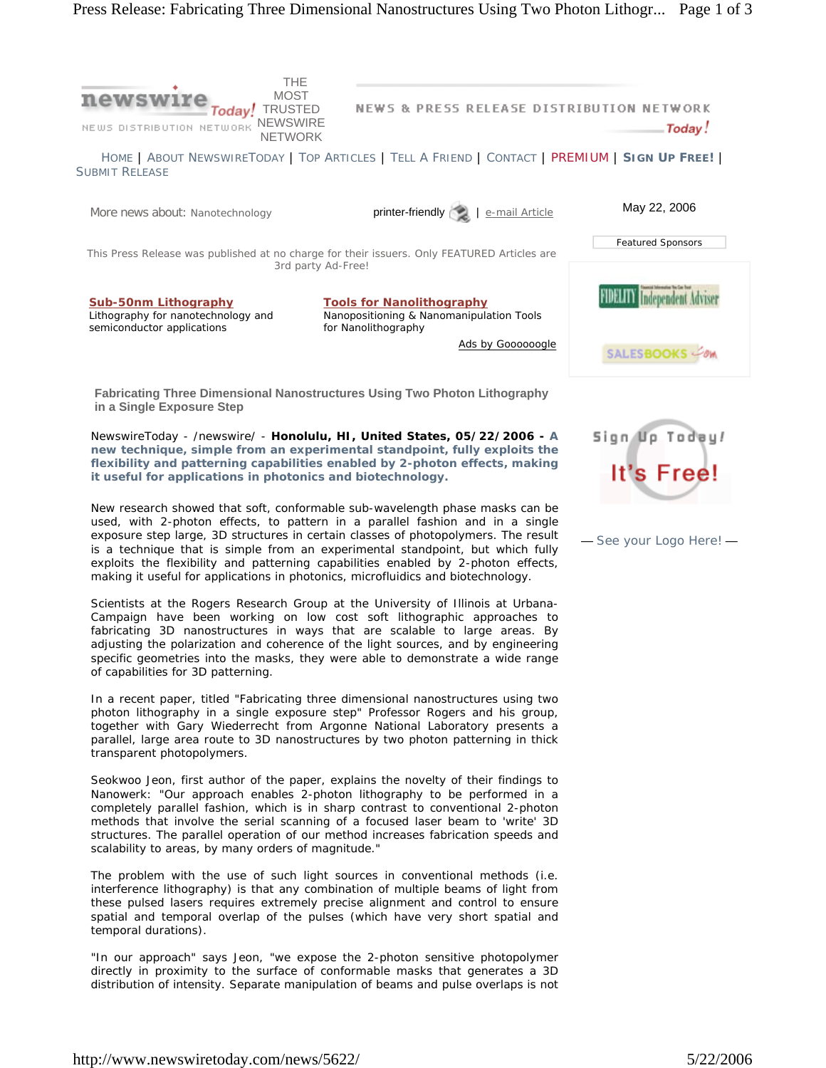newswire Today! THE MOST TRUSTED NEWSWIRE NETWORK

NEWS DISTRIBUTION NETWORK

NEWS & PRESS RELEASE DISTRIBUTION NETWORK Today!

HOME | ABOUT NEWSWIRETODAY | TOP ARTICLES | TELL A FRIEND | CONTACT | PREMIUM | **SIGN UP FREE!** | SUBMIT RELEASE

More news about: Nanotechnology

printer-friendly | e-mail Article

May 22, 2006

This Press Release was published at no charge for their issuers. Only FEATURED Articles are 3rd party Ad-Free!

**Sub-50nm Lithography**
Lithography for nanotechnology and semiconductor applications

**Tools for Nanolithography**
Nanopositioning & Nanomanipulation Tools for Nanolithography

Ads by Goooooogle

Featured Sponsors

FIDELITY Independent Adviser

SALESBOOKS.com

Sign Up Today! It's Free!

— See your Logo Here! —

## Fabricating Three Dimensional Nanostructures Using Two Photon Lithography in a Single Exposure Step

NewswireToday - /newswire/ - **Honolulu, HI, United States, 05/22/2006 - A new technique, simple from an experimental standpoint, fully exploits the flexibility and patterning capabilities enabled by 2-photon effects, making it useful for applications in photonics and biotechnology.**

New research showed that soft, conformable sub-wavelength phase masks can be used, with 2-photon effects, to pattern in a parallel fashion and in a single exposure step large, 3D structures in certain classes of photopolymers. The result is a technique that is simple from an experimental standpoint, but which fully exploits the flexibility and patterning capabilities enabled by 2-photon effects, making it useful for applications in photonics, microfluidics and biotechnology.

Scientists at the Rogers Research Group at the University of Illinois at Urbana-Campaign have been working on low cost soft lithographic approaches to fabricating 3D nanostructures in ways that are scalable to large areas. By adjusting the polarization and coherence of the light sources, and by engineering specific geometries into the masks, they were able to demonstrate a wide range of capabilities for 3D patterning.

In a recent paper, titled "Fabricating three dimensional nanostructures using two photon lithography in a single exposure step" Professor Rogers and his group, together with Gary Wiederrecht from Argonne National Laboratory presents a parallel, large area route to 3D nanostructures by two photon patterning in thick transparent photopolymers.

Seokwoo Jeon, first author of the paper, explains the novelty of their findings to Nanowerk: "Our approach enables 2-photon lithography to be performed in a completely parallel fashion, which is in sharp contrast to conventional 2-photon methods that involve the serial scanning of a focused laser beam to 'write' 3D structures. The parallel operation of our method increases fabrication speeds and scalability to areas, by many orders of magnitude."

The problem with the use of such light sources in conventional methods (i.e. interference lithography) is that any combination of multiple beams of light from these pulsed lasers requires extremely precise alignment and control to ensure spatial and temporal overlap of the pulses (which have very short spatial and temporal durations).

"In our approach" says Jeon, "we expose the 2-photon sensitive photopolymer directly in proximity to the surface of conformable masks that generates a 3D distribution of intensity. Separate manipulation of beams and pulse overlaps is not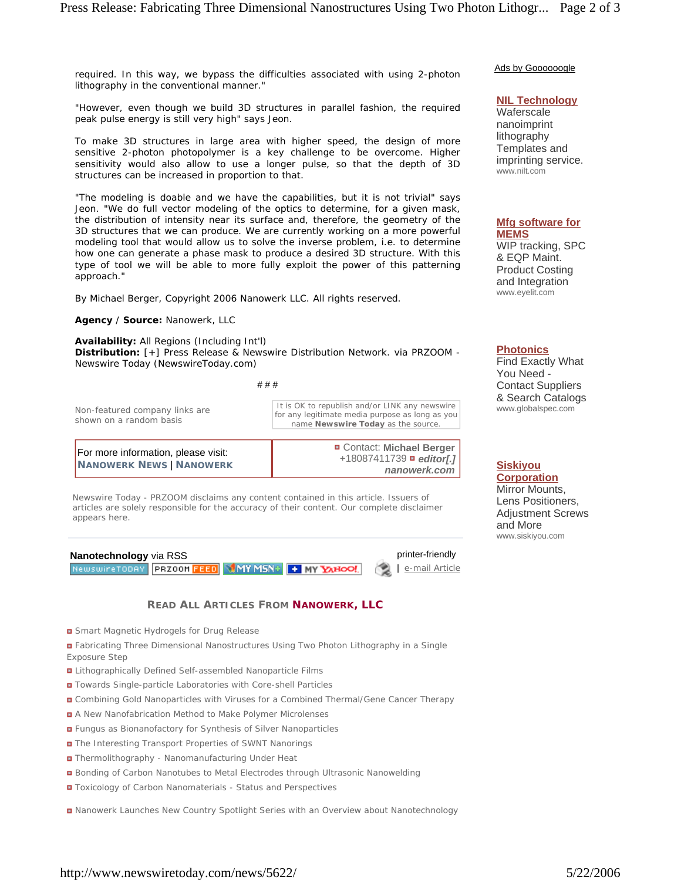required. In this way, we bypass the difficulties associated with using 2-photon lithography in the conventional manner."

"However, even though we build 3D structures in parallel fashion, the required peak pulse energy is still very high" says Jeon.

To make 3D structures in large area with higher speed, the design of more sensitive 2-photon photopolymer is a key challenge to be overcome. Higher sensitivity would also allow to use a longer pulse, so that the depth of 3D structures can be increased in proportion to that.

"The modeling is doable and we have the capabilities, but it is not trivial" says Jeon. "We do full vector modeling of the optics to determine, for a given mask, the distribution of intensity near its surface and, therefore, the geometry of the 3D structures that we can produce. We are currently working on a more powerful modeling tool that would allow us to solve the inverse problem, i.e. to determine how one can generate a phase mask to produce a desired 3D structure. With this type of tool we will be able to more fully exploit the power of this patterning approach."

By Michael Berger, Copyright 2006 Nanowerk LLC. All rights reserved.

**Agency / Source:** Nanowerk, LLC

**Availability:** All Regions (Including Int'l)
**Distribution:** [+] Press Release & Newswire Distribution Network. via PRZOOM - Newswire Today (NewswireToday.com)

###

Non-featured company links are shown on a random basis

It is OK to republish and/or LINK any newswire for any legitimate media purpose as long as you name **Newswire Today** as the source.

For more information, please visit: **NANOWERK NEWS | NANOWERK**

Contact: **Michael Berger** +18087411739 ***editor[.] nanowerk.com***

Newswire Today - PRZOOM disclaims any content contained in this article. Issuers of articles are solely responsible for the accuracy of their content. Our complete disclaimer appears here.

**Nanotechnology** via RSS

printer-friendly | e-mail Article

## READ ALL ARTICLES FROM NANOWERK, LLC

- Smart Magnetic Hydrogels for Drug Release
- Fabricating Three Dimensional Nanostructures Using Two Photon Lithography in a Single Exposure Step
- Lithographically Defined Self-assembled Nanoparticle Films
- Towards Single-particle Laboratories with Core-shell Particles
- Combining Gold Nanoparticles with Viruses for a Combined Thermal/Gene Cancer Therapy
- A New Nanofabrication Method to Make Polymer Microlenses
- Fungus as Bionanofactory for Synthesis of Silver Nanoparticles
- The Interesting Transport Properties of SWNT Nanorings
- Thermolithography - Nanomanufacturing Under Heat
- Bonding of Carbon Nanotubes to Metal Electrodes through Ultrasonic Nanowelding
- Toxicology of Carbon Nanomaterials - Status and Perspectives
- Nanowerk Launches New Country Spotlight Series with an Overview about Nanotechnology

Ads by Goooooogle

**NIL Technology**
Waferscale nanoimprint lithography Templates and imprinting service.
www.nilt.com

**Mfg software for MEMS**
WIP tracking, SPC & EQP Maint. Product Costing and Integration
www.eyelit.com

**Photonics**
Find Exactly What You Need - Contact Suppliers & Search Catalogs
www.globalspec.com

**Siskiyou Corporation**
Mirror Mounts, Lens Positioners, Adjustment Screws and More
www.siskiyou.com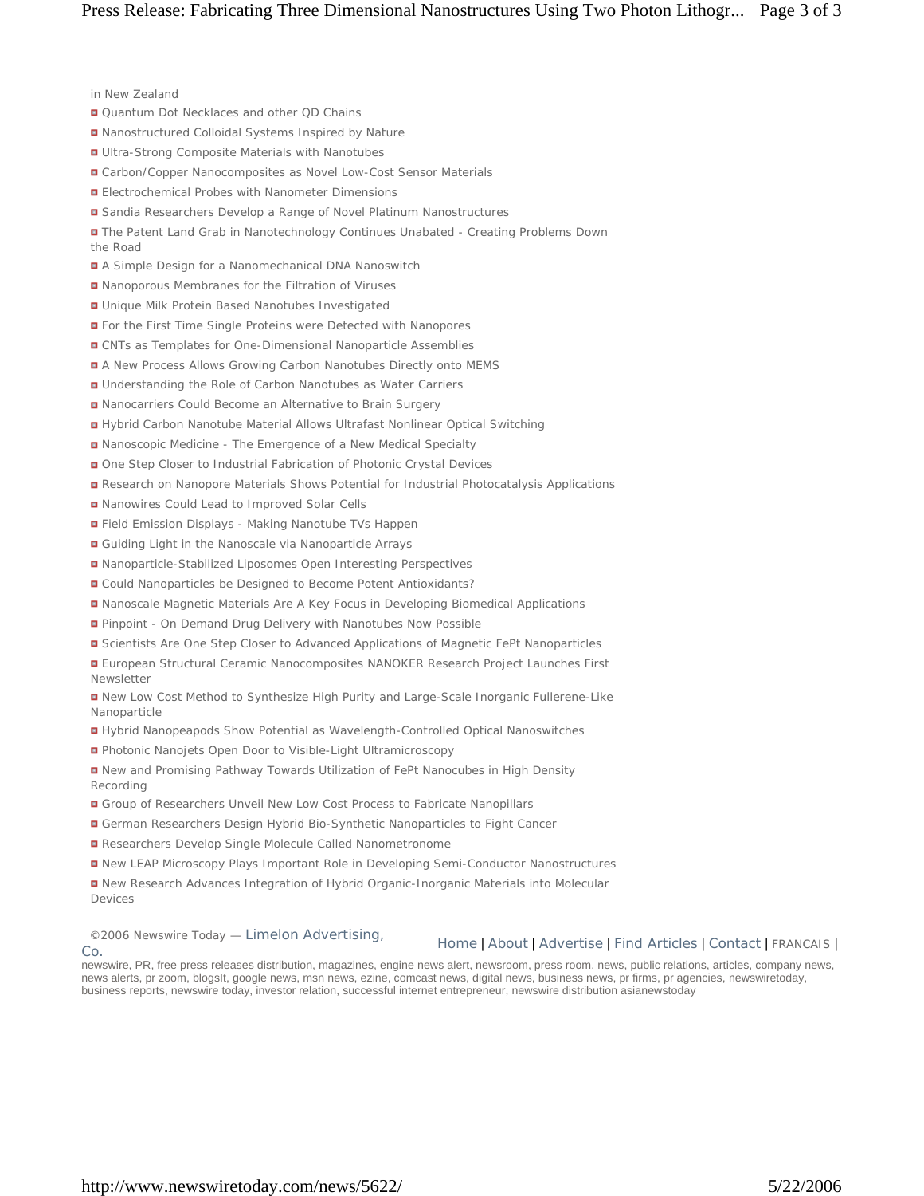in New Zealand

- Quantum Dot Necklaces and other QD Chains
- Nanostructured Colloidal Systems Inspired by Nature
- Ultra-Strong Composite Materials with Nanotubes
- Carbon/Copper Nanocomposites as Novel Low-Cost Sensor Materials
- Electrochemical Probes with Nanometer Dimensions
- Sandia Researchers Develop a Range of Novel Platinum Nanostructures
- The Patent Land Grab in Nanotechnology Continues Unabated - Creating Problems Down the Road
- A Simple Design for a Nanomechanical DNA Nanoswitch
- Nanoporous Membranes for the Filtration of Viruses
- Unique Milk Protein Based Nanotubes Investigated
- For the First Time Single Proteins were Detected with Nanopores
- CNTs as Templates for One-Dimensional Nanoparticle Assemblies
- A New Process Allows Growing Carbon Nanotubes Directly onto MEMS
- Understanding the Role of Carbon Nanotubes as Water Carriers
- Nanocarriers Could Become an Alternative to Brain Surgery
- Hybrid Carbon Nanotube Material Allows Ultrafast Nonlinear Optical Switching
- Nanoscopic Medicine - The Emergence of a New Medical Specialty
- One Step Closer to Industrial Fabrication of Photonic Crystal Devices
- Research on Nanopore Materials Shows Potential for Industrial Photocatalysis Applications
- Nanowires Could Lead to Improved Solar Cells
- Field Emission Displays - Making Nanotube TVs Happen
- Guiding Light in the Nanoscale via Nanoparticle Arrays
- Nanoparticle-Stabilized Liposomes Open Interesting Perspectives
- Could Nanoparticles be Designed to Become Potent Antioxidants?
- Nanoscale Magnetic Materials Are A Key Focus in Developing Biomedical Applications
- Pinpoint - On Demand Drug Delivery with Nanotubes Now Possible
- Scientists Are One Step Closer to Advanced Applications of Magnetic FePt Nanoparticles
- European Structural Ceramic Nanocomposites NANOKER Research Project Launches First Newsletter
- New Low Cost Method to Synthesize High Purity and Large-Scale Inorganic Fullerene-Like Nanoparticle
- Hybrid Nanopeapods Show Potential as Wavelength-Controlled Optical Nanoswitches
- Photonic Nanojets Open Door to Visible-Light Ultramicroscopy
- New and Promising Pathway Towards Utilization of FePt Nanocubes in High Density Recording
- Group of Researchers Unveil New Low Cost Process to Fabricate Nanopillars
- German Researchers Design Hybrid Bio-Synthetic Nanoparticles to Fight Cancer
- Researchers Develop Single Molecule Called Nanometronome
- New LEAP Microscopy Plays Important Role in Developing Semi-Conductor Nanostructures
- New Research Advances Integration of Hybrid Organic-Inorganic Materials into Molecular Devices

©2006 Newswire Today — Limelon Advertising, Co.

Home | About | Advertise | Find Articles | Contact | FRANCAIS |

newswire, PR, free press releases distribution, magazines, engine news alert, newsroom, press room, news, public relations, articles, company news, news alerts, pr zoom, blogsIt, google news, msn news, ezine, comcast news, digital news, business news, pr firms, pr agencies, newswiretoday, business reports, newswire today, investor relation, successful internet entrepreneur, newswire distribution asianewstoday